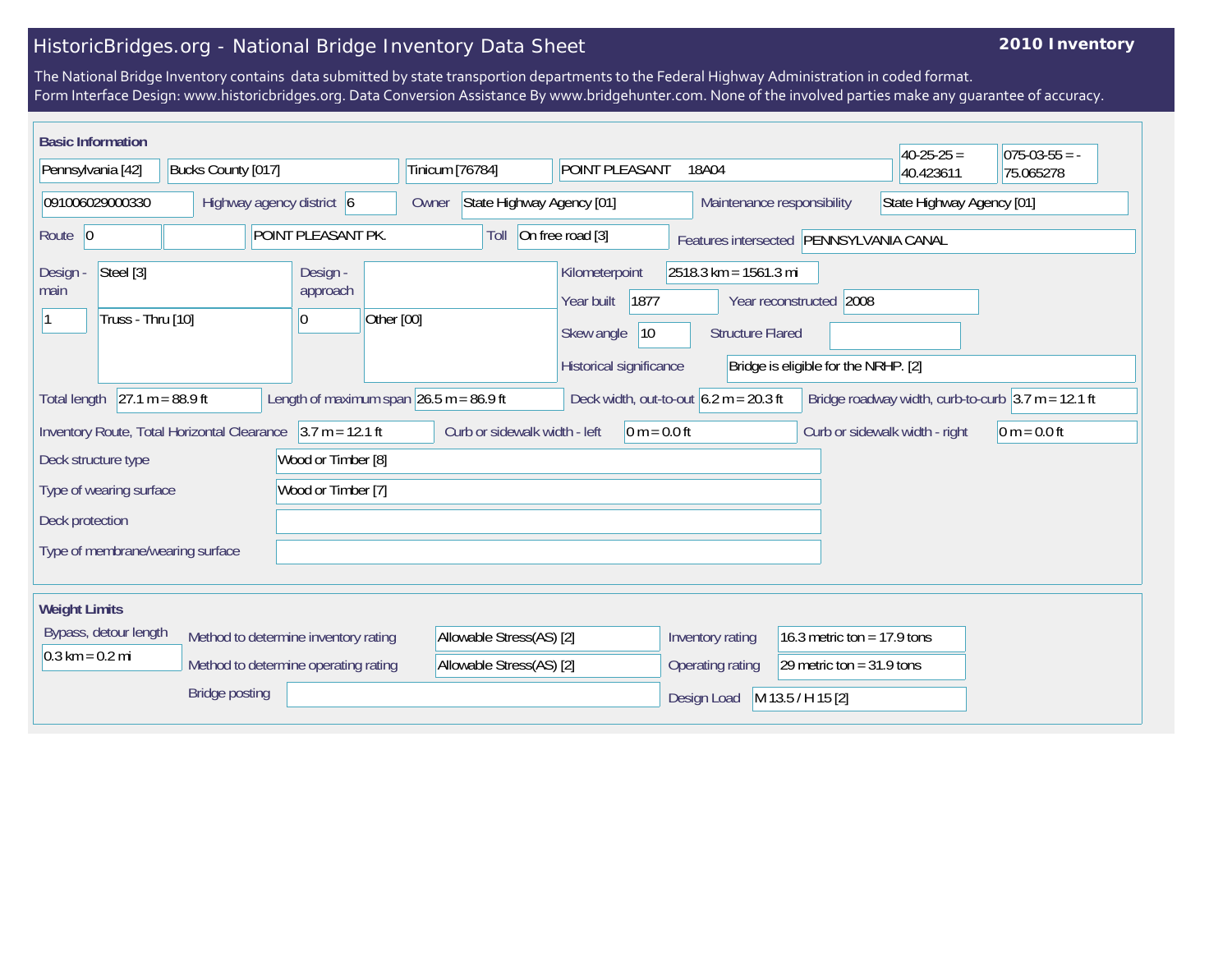# HistoricBridges.org - National Bridge Inventory Data Sheet

**2010 Inventory**

The National Bridge Inventory contains data submitted by state transportion departments to the Federal Highway Administration in coded format.
Form Interface Design: www.historicbridges.org. Data Conversion Assistance By www.bridgehunter.com. None of the involved parties make any guarantee of accuracy.

## Basic Information

| | |
|---|---|
| State | Pennsylvania [42] |
| County | Bucks County [017] |
| Place | Tinicum [76784] |
| Location | POINT PLEASANT 18A04 |
| Latitude | 40-25-25 = 40.423611 |
| Longitude | 075-03-55 = -75.065278 |
| Structure Number | 091006029000330 |
| Highway agency district | 6 |
| Owner | State Highway Agency [01] |
| Maintenance responsibility | State Highway Agency [01] |
| Route | 0 |
| Facility carried | POINT PLEASANT PK. |
| Toll | On free road [3] |
| Features intersected | PENNSYLVANIA CANAL |
| Design - main | Steel [3] |
| Design - main (spans) | 1 |
| Design - main (type) | Truss - Thru [10] |
| Design - approach | |
| Design - approach (spans) | 0 |
| Design - approach (type) | Other [00] |
| Kilometerpoint | 2518.3 km = 1561.3 mi |
| Year built | 1877 |
| Year reconstructed | 2008 |
| Skew angle | 10 |
| Structure Flared | |
| Historical significance | Bridge is eligible for the NRHP. [2] |
| Total length | 27.1 m = 88.9 ft |
| Length of maximum span | 26.5 m = 86.9 ft |
| Deck width, out-to-out | 6.2 m = 20.3 ft |
| Bridge roadway width, curb-to-curb | 3.7 m = 12.1 ft |
| Inventory Route, Total Horizontal Clearance | 3.7 m = 12.1 ft |
| Curb or sidewalk width - left | 0 m = 0.0 ft |
| Curb or sidewalk width - right | 0 m = 0.0 ft |
| Deck structure type | Wood or Timber [8] |
| Type of wearing surface | Wood or Timber [7] |
| Deck protection | |
| Type of membrane/wearing surface | |

## Weight Limits

| | |
|---|---|
| Bypass, detour length | 0.3 km = 0.2 mi |
| Method to determine inventory rating | Allowable Stress(AS) [2] |
| Method to determine operating rating | Allowable Stress(AS) [2] |
| Inventory rating | 16.3 metric ton = 17.9 tons |
| Operating rating | 29 metric ton = 31.9 tons |
| Bridge posting | |
| Design Load | M 13.5 / H 15 [2] |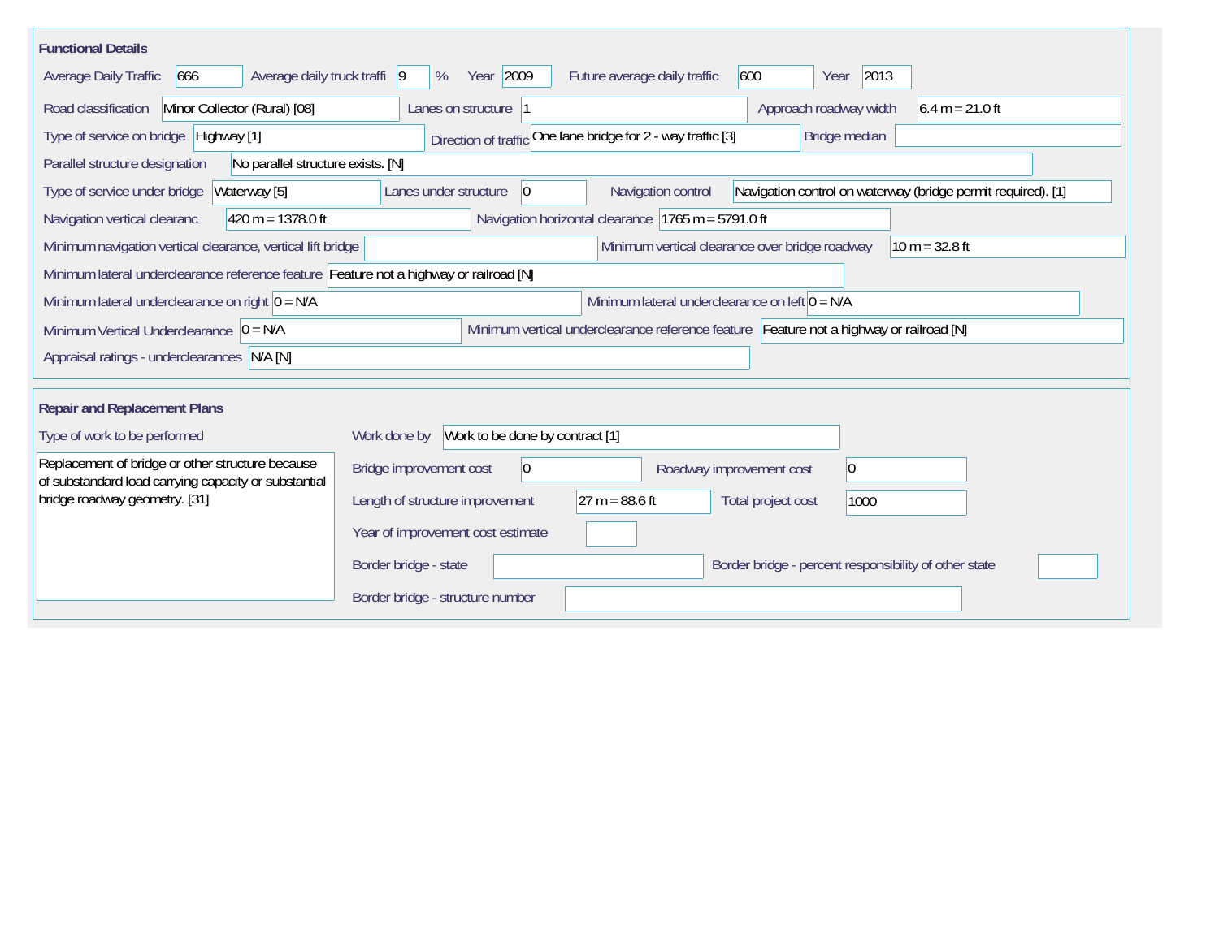## Functional Details

| Field | Value |
|---|---|
| Average Daily Traffic | 666 |
| Average daily truck traffi | 9 % |
| Year | 2009 |
| Future average daily traffic | 600 |
| Year | 2013 |
| Road classification | Minor Collector (Rural) [08] |
| Lanes on structure | 1 |
| Approach roadway width | 6.4 m = 21.0 ft |
| Type of service on bridge | Highway [1] |
| Direction of traffic | One lane bridge for 2 - way traffic [3] |
| Bridge median | |
| Parallel structure designation | No parallel structure exists. [N] |
| Type of service under bridge | Waterway [5] |
| Lanes under structure | 0 |
| Navigation control | Navigation control on waterway (bridge permit required). [1] |
| Navigation vertical clearanc | 420 m = 1378.0 ft |
| Navigation horizontal clearance | 1765 m = 5791.0 ft |
| Minimum navigation vertical clearance, vertical lift bridge | |
| Minimum vertical clearance over bridge roadway | 10 m = 32.8 ft |
| Minimum lateral underclearance reference feature | Feature not a highway or railroad [N] |
| Minimum lateral underclearance on right | 0 = N/A |
| Minimum lateral underclearance on left | 0 = N/A |
| Minimum Vertical Underclearance | 0 = N/A |
| Minimum vertical underclearance reference feature | Feature not a highway or railroad [N] |
| Appraisal ratings - underclearances | N/A [N] |

## Repair and Replacement Plans

**Type of work to be performed**

Replacement of bridge or other structure because of substandard load carrying capacity or substantial bridge roadway geometry. [31]

| Field | Value |
|---|---|
| Work done by | Work to be done by contract [1] |
| Bridge improvement cost | 0 |
| Roadway improvement cost | 0 |
| Length of structure improvement | 27 m = 88.6 ft |
| Total project cost | 1000 |
| Year of improvement cost estimate | |
| Border bridge - state | |
| Border bridge - percent responsibility of other state | |
| Border bridge - structure number | |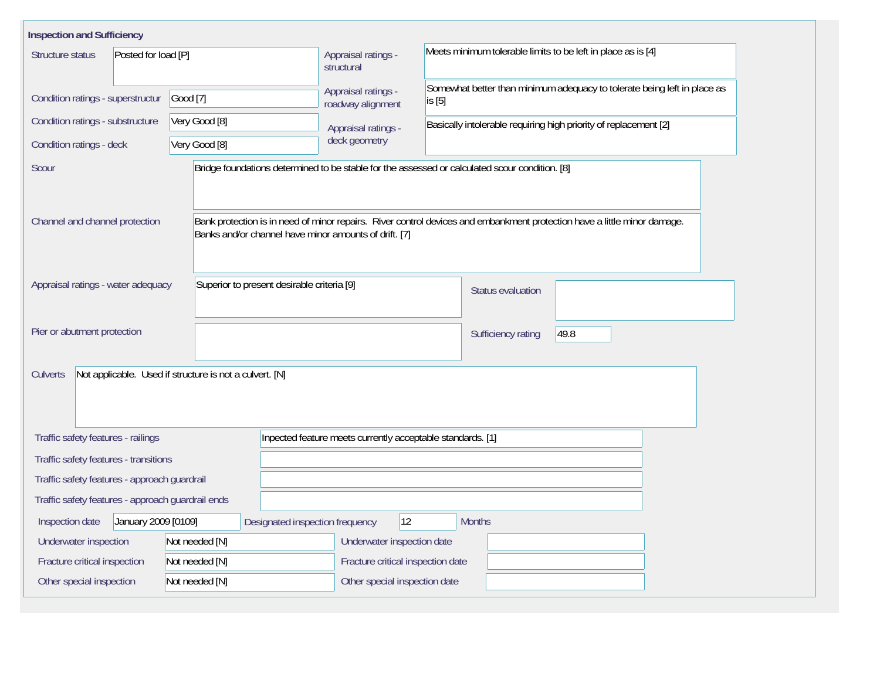## Inspection and Sufficiency

| | |
|---|---|
| Structure status | Posted for load [P] |
| Appraisal ratings - structural | Meets minimum tolerable limits to be left in place as is [4] |
| Condition ratings - superstructur | Good [7] |
| Appraisal ratings - roadway alignment | Somewhat better than minimum adequacy to tolerate being left in place as is [5] |
| Condition ratings - substructure | Very Good [8] |
| Appraisal ratings - deck geometry | Basically intolerable requiring high priority of replacement [2] |
| Condition ratings - deck | Very Good [8] |
| Scour | Bridge foundations determined to be stable for the assessed or calculated scour condition. [8] |
| Channel and channel protection | Bank protection is in need of minor repairs. River control devices and embankment protection have a little minor damage. Banks and/or channel have minor amounts of drift. [7] |
| Appraisal ratings - water adequacy | Superior to present desirable criteria [9] |
| Status evaluation | |
| Pier or abutment protection | |
| Sufficiency rating | 49.8 |
| Culverts | Not applicable. Used if structure is not a culvert. [N] |
| Traffic safety features - railings | Inpected feature meets currently acceptable standards. [1] |
| Traffic safety features - transitions | |
| Traffic safety features - approach guardrail | |
| Traffic safety features - approach guardrail ends | |
| Inspection date | January 2009 [0109] |
| Designated inspection frequency | 12 Months |
| Underwater inspection | Not needed [N] |
| Underwater inspection date | |
| Fracture critical inspection | Not needed [N] |
| Fracture critical inspection date | |
| Other special inspection | Not needed [N] |
| Other special inspection date | |